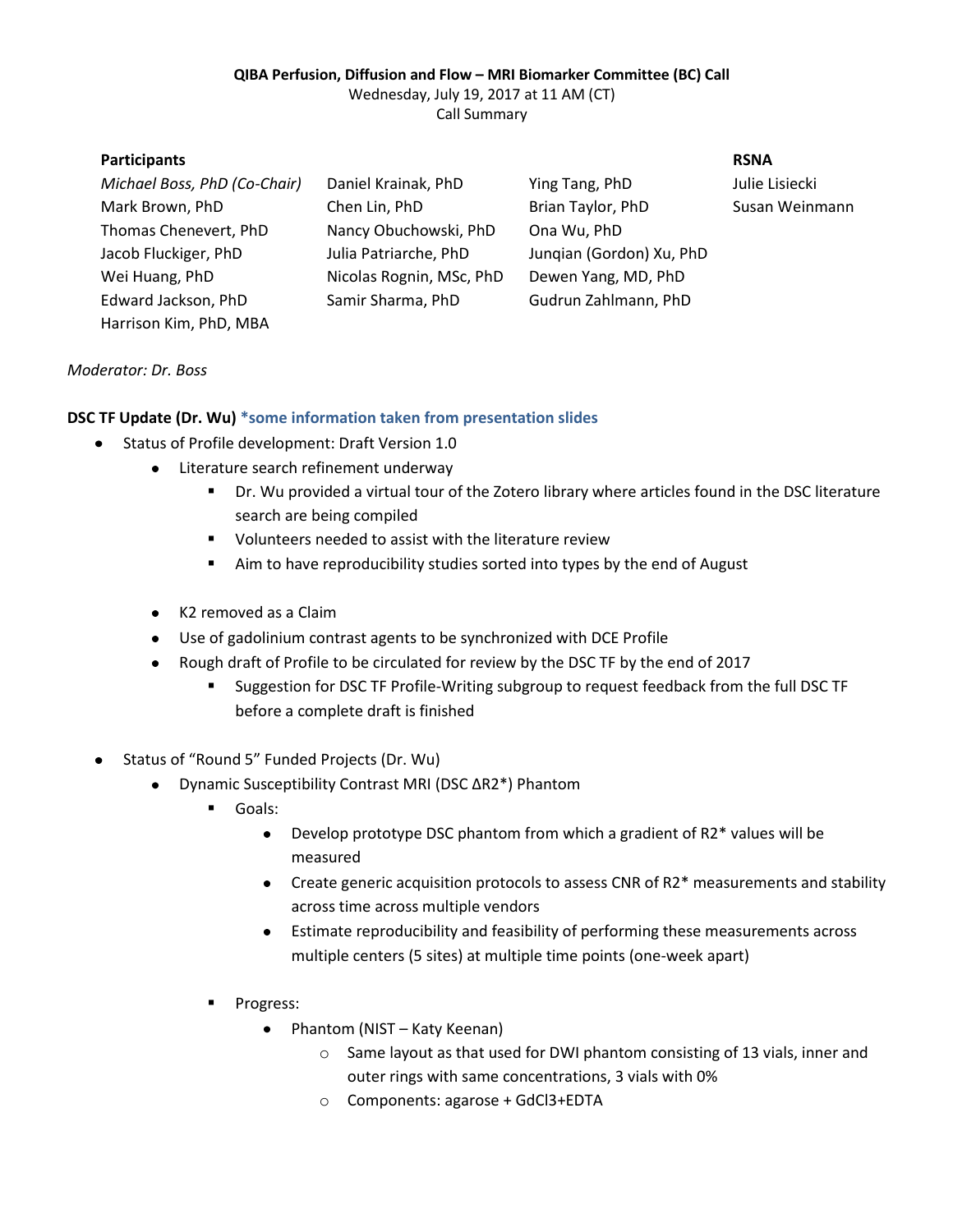**QIBA Perfusion, Diffusion and Flow – MRI Biomarker Committee (BC) Call**

Wednesday, July 19, 2017 at 11 AM (CT)

Call Summary

**Participants**

*Michael Boss, PhD (Co-Chair)*
Mark Brown, PhD
Thomas Chenevert, PhD
Jacob Fluckiger, PhD
Wei Huang, PhD
Edward Jackson, PhD
Harrison Kim, PhD, MBA
Daniel Krainak, PhD
Chen Lin, PhD
Nancy Obuchowski, PhD
Julia Patriarche, PhD
Nicolas Rognin, MSc, PhD
Samir Sharma, PhD
Ying Tang, PhD
Brian Taylor, PhD
Ona Wu, PhD
Junqian (Gordon) Xu, PhD
Dewen Yang, MD, PhD
Gudrun Zahlmann, PhD

**RSNA**

Julie Lisiecki
Susan Weinmann

*Moderator: Dr. Boss*

**DSC TF Update (Dr. Wu)** ***some information taken from presentation slides**

- Status of Profile development: Draft Version 1.0
  - Literature search refinement underway
    - Dr. Wu provided a virtual tour of the Zotero library where articles found in the DSC literature search are being compiled
    - Volunteers needed to assist with the literature review
    - Aim to have reproducibility studies sorted into types by the end of August
  - K2 removed as a Claim
  - Use of gadolinium contrast agents to be synchronized with DCE Profile
  - Rough draft of Profile to be circulated for review by the DSC TF by the end of 2017
    - Suggestion for DSC TF Profile-Writing subgroup to request feedback from the full DSC TF before a complete draft is finished
- Status of "Round 5" Funded Projects (Dr. Wu)
  - Dynamic Susceptibility Contrast MRI (DSC ΔR2*) Phantom
    - Goals:
      - Develop prototype DSC phantom from which a gradient of R2* values will be measured
      - Create generic acquisition protocols to assess CNR of R2* measurements and stability across time across multiple vendors
      - Estimate reproducibility and feasibility of performing these measurements across multiple centers (5 sites) at multiple time points (one-week apart)
    - Progress:
      - Phantom (NIST – Katy Keenan)
        - Same layout as that used for DWI phantom consisting of 13 vials, inner and outer rings with same concentrations, 3 vials with 0%
        - Components: agarose + $GdCl_3$+EDTA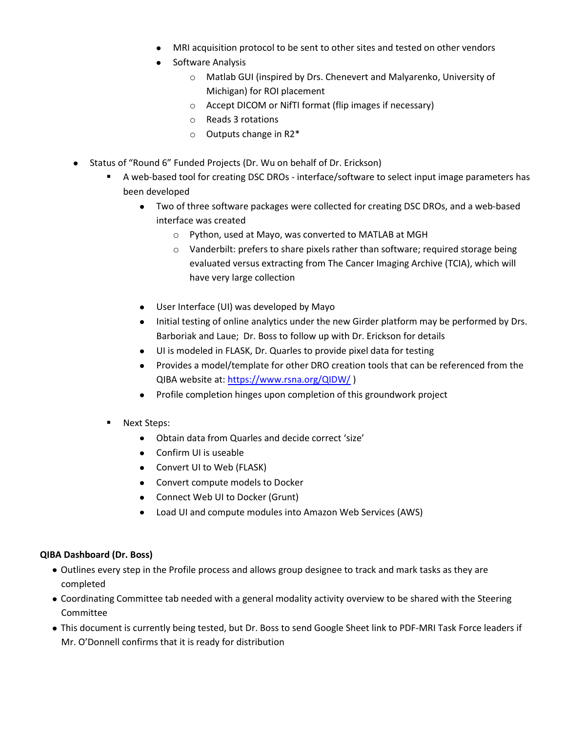- MRI acquisition protocol to be sent to other sites and tested on other vendors
- Software Analysis
  - Matlab GUI (inspired by Drs. Chenevert and Malyarenko, University of Michigan) for ROI placement
  - Accept DICOM or NifTI format (flip images if necessary)
  - Reads 3 rotations
  - Outputs change in R2*

- Status of "Round 6" Funded Projects (Dr. Wu on behalf of Dr. Erickson)
  - A web-based tool for creating DSC DROs - interface/software to select input image parameters has been developed
    - Two of three software packages were collected for creating DSC DROs, and a web-based interface was created
      - Python, used at Mayo, was converted to MATLAB at MGH
      - Vanderbilt: prefers to share pixels rather than software; required storage being evaluated versus extracting from The Cancer Imaging Archive (TCIA), which will have very large collection
    - User Interface (UI) was developed by Mayo
    - Initial testing of online analytics under the new Girder platform may be performed by Drs. Barboriak and Laue; Dr. Boss to follow up with Dr. Erickson for details
    - UI is modeled in FLASK, Dr. Quarles to provide pixel data for testing
    - Provides a model/template for other DRO creation tools that can be referenced from the QIBA website at: [https://www.rsna.org/QIDW/](https://www.rsna.org/QIDW/) )
    - Profile completion hinges upon completion of this groundwork project
  - Next Steps:
    - Obtain data from Quarles and decide correct 'size'
    - Confirm UI is useable
    - Convert UI to Web (FLASK)
    - Convert compute models to Docker
    - Connect Web UI to Docker (Grunt)
    - Load UI and compute modules into Amazon Web Services (AWS)

**QIBA Dashboard (Dr. Boss)**

- Outlines every step in the Profile process and allows group designee to track and mark tasks as they are completed
- Coordinating Committee tab needed with a general modality activity overview to be shared with the Steering Committee
- This document is currently being tested, but Dr. Boss to send Google Sheet link to PDF-MRI Task Force leaders if Mr. O'Donnell confirms that it is ready for distribution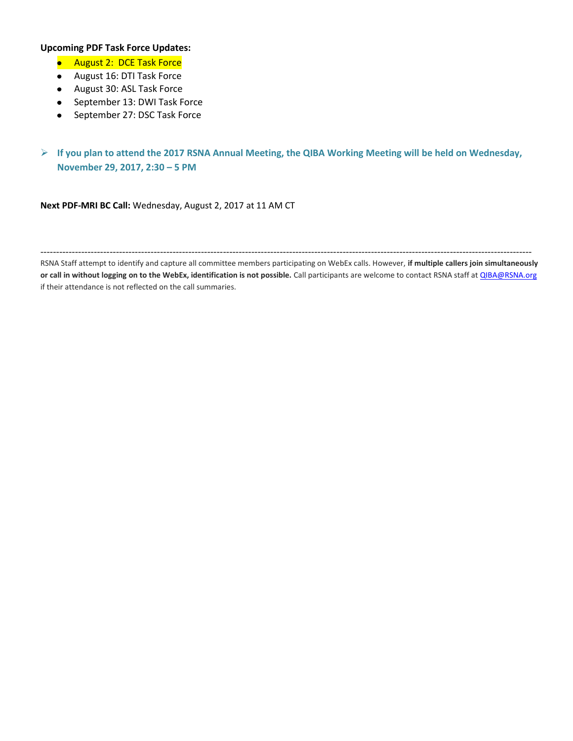**Upcoming PDF Task Force Updates:**

- August 2: DCE Task Force
- August 16: DTI Task Force
- August 30: ASL Task Force
- September 13: DWI Task Force
- September 27: DSC Task Force

- **If you plan to attend the 2017 RSNA Annual Meeting, the QIBA Working Meeting will be held on Wednesday, November 29, 2017, 2:30 – 5 PM**

**Next PDF-MRI BC Call:** Wednesday, August 2, 2017 at 11 AM CT

---

RSNA Staff attempt to identify and capture all committee members participating on WebEx calls. However, **if multiple callers join simultaneously or call in without logging on to the WebEx, identification is not possible.** Call participants are welcome to contact RSNA staff at QIBA@RSNA.org if their attendance is not reflected on the call summaries.